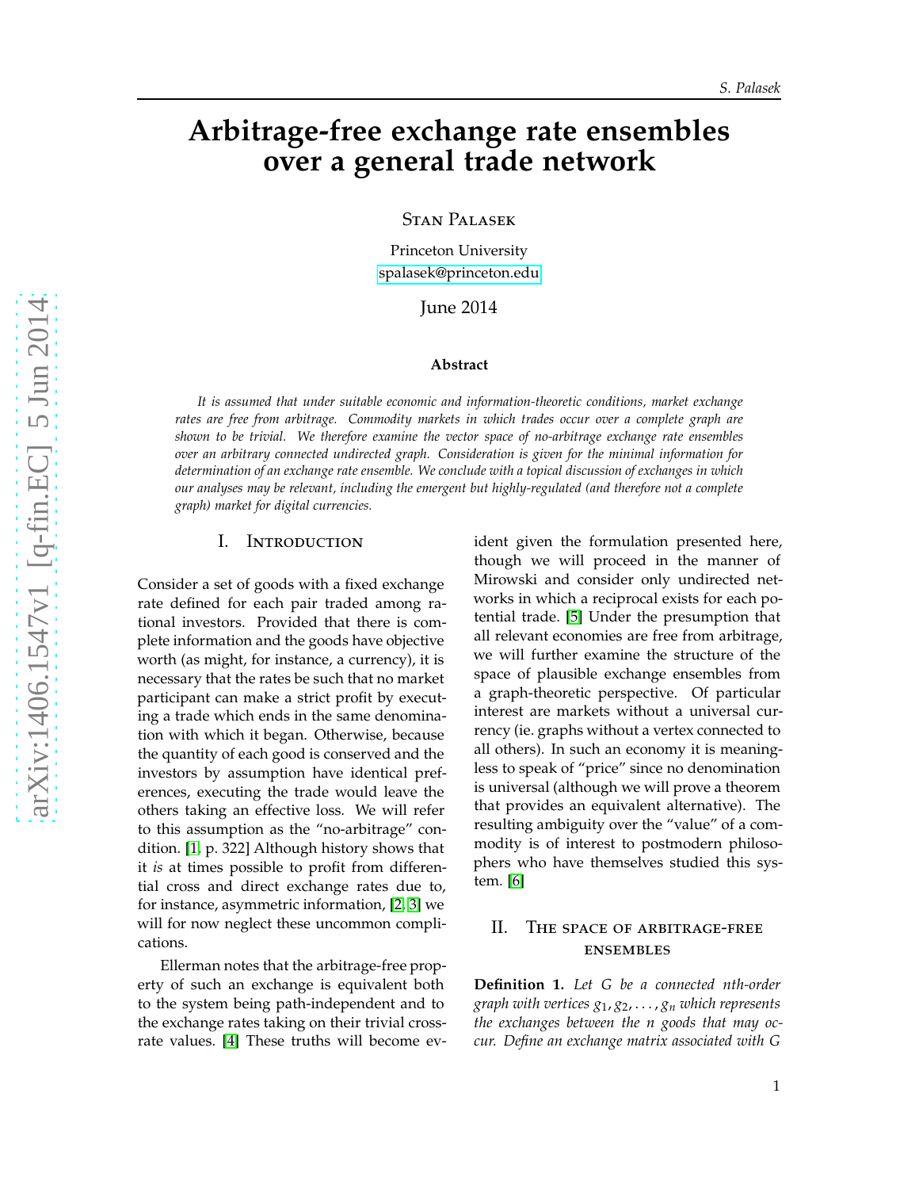# Arbitrage-free exchange rate ensembles over a general trade network

Stan Palasek

Princeton University
spalasek@princeton.edu

June 2014

### Abstract

*It is assumed that under suitable economic and information-theoretic conditions, market exchange rates are free from arbitrage. Commodity markets in which trades occur over a complete graph are shown to be trivial. We therefore examine the vector space of no-arbitrage exchange rate ensembles over an arbitrary connected undirected graph. Consideration is given for the minimal information for determination of an exchange rate ensemble. We conclude with a topical discussion of exchanges in which our analyses may be relevant, including the emergent but highly-regulated (and therefore not a complete graph) market for digital currencies.*

## I. Introduction

Consider a set of goods with a fixed exchange rate defined for each pair traded among rational investors. Provided that there is complete information and the goods have objective worth (as might, for instance, a currency), it is necessary that the rates be such that no market participant can make a strict profit by executing a trade which ends in the same denomination with which it began. Otherwise, because the quantity of each good is conserved and the investors by assumption have identical preferences, executing the trade would leave the others taking an effective loss. We will refer to this assumption as the "no-arbitrage" condition. [1, p. 322] Although history shows that it *is* at times possible to profit from differential cross and direct exchange rates due to, for instance, asymmetric information, [2, 3] we will for now neglect these uncommon complications.

Ellerman notes that the arbitrage-free property of such an exchange is equivalent both to the system being path-independent and to the exchange rates taking on their trivial cross-rate values. [4] These truths will become evident given the formulation presented here, though we will proceed in the manner of Mirowski and consider only undirected networks in which a reciprocal exists for each potential trade. [5] Under the presumption that all relevant economies are free from arbitrage, we will further examine the structure of the space of plausible exchange ensembles from a graph-theoretic perspective. Of particular interest are markets without a universal currency (ie. graphs without a vertex connected to all others). In such an economy it is meaningless to speak of "price" since no denomination is universal (although we will prove a theorem that provides an equivalent alternative). The resulting ambiguity over the "value" of a commodity is of interest to postmodern philosophers who have themselves studied this system. [6]

## II. The space of arbitrage-free ensembles

**Definition 1.** *Let $G$ be a connected $n$th-order graph with vertices $g_1, g_2, \ldots, g_n$ which represents the exchanges between the $n$ goods that may occur. Define an exchange matrix associated with $G$*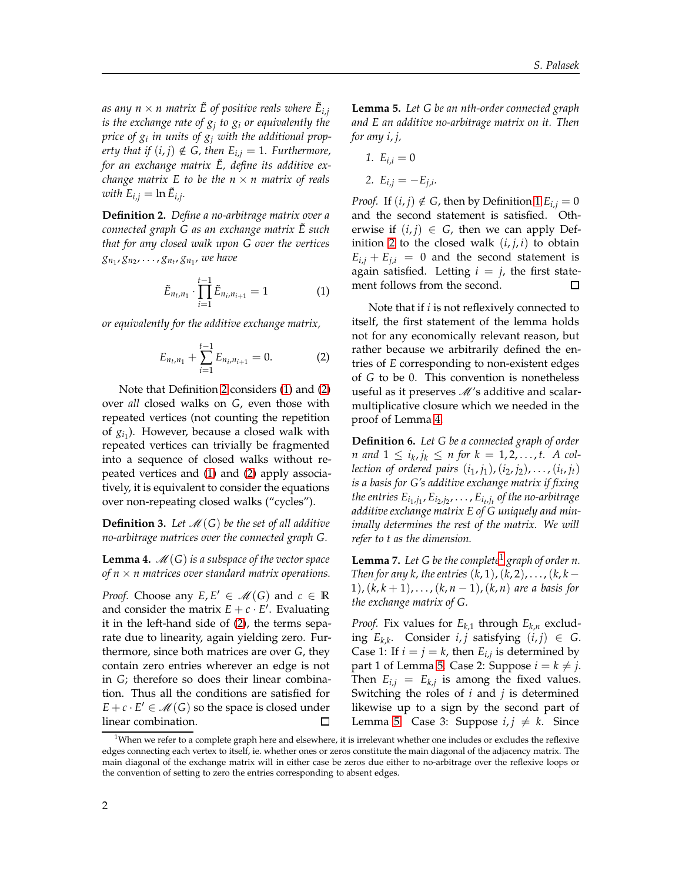*as any $n \times n$ matrix $\tilde{E}$ of positive reals where $\tilde{E}_{i,j}$ is the exchange rate of $g_j$ to $g_i$ or equivalently the price of $g_i$ in units of $g_j$ with the additional property that if $(i,j) \notin G$, then $E_{i,j} = 1$. Furthermore, for an exchange matrix $\tilde{E}$, define its additive exchange matrix $E$ to be the $n \times n$ matrix of reals with $E_{i,j} = \ln \tilde{E}_{i,j}$.*

**Definition 2.** *Define a no-arbitrage matrix over a connected graph $G$ as an exchange matrix $\tilde{E}$ such that for any closed walk upon $G$ over the vertices $g_{n_1}, g_{n_2}, \ldots, g_{n_t}, g_{n_1}$, we have*

$$\tilde{E}_{n_t,n_1} \cdot \prod_{i=1}^{t-1} \tilde{E}_{n_i,n_{i+1}} = 1 \tag{1}$$

*or equivalently for the additive exchange matrix,*

$$E_{n_t,n_1} + \sum_{i=1}^{t-1} E_{n_i,n_{i+1}} = 0. \tag{2}$$

Note that Definition 2 considers (1) and (2) over *all* closed walks on $G$, even those with repeated vertices (not counting the repetition of $g_{i_1}$). However, because a closed walk with repeated vertices can trivially be fragmented into a sequence of closed walks without repeated vertices and (1) and (2) apply associatively, it is equivalent to consider the equations over non-repeating closed walks ("cycles").

**Definition 3.** *Let $\mathscr{M}(G)$ be the set of all additive no-arbitrage matrices over the connected graph $G$.*

**Lemma 4.** *$\mathscr{M}(G)$ is a subspace of the vector space of $n \times n$ matrices over standard matrix operations.*

*Proof.* Choose any $E, E' \in \mathscr{M}(G)$ and $c \in \mathbb{R}$ and consider the matrix $E + c \cdot E'$. Evaluating it in the left-hand side of (2), the terms separate due to linearity, again yielding zero. Furthermore, since both matrices are over $G$, they contain zero entries wherever an edge is not in $G$; therefore so does their linear combination. Thus all the conditions are satisfied for $E + c \cdot E' \in \mathscr{M}(G)$ so the space is closed under linear combination. □

**Lemma 5.** *Let $G$ be an $n$th-order connected graph and $E$ an additive no-arbitrage matrix on it. Then for any $i, j$,*

1. *$E_{i,i} = 0$*
2. *$E_{i,j} = -E_{j,i}$.*

*Proof.* If $(i,j) \notin G$, then by Definition 1 $E_{i,j} = 0$ and the second statement is satisfied. Otherwise if $(i,j) \in G$, then we can apply Definition 2 to the closed walk $(i,j,i)$ to obtain $E_{i,j} + E_{j,i} = 0$ and the second statement is again satisfied. Letting $i = j$, the first statement follows from the second. □

Note that if $i$ is not reflexively connected to itself, the first statement of the lemma holds not for any economically relevant reason, but rather because we arbitrarily defined the entries of $E$ corresponding to non-existent edges of $G$ to be 0. This convention is nonetheless useful as it preserves $\mathscr{M}$'s additive and scalar-multiplicative closure which we needed in the proof of Lemma 4.

**Definition 6.** *Let $G$ be a connected graph of order $n$ and $1 \le i_k, j_k \le n$ for $k = 1, 2, \ldots, t$. A collection of ordered pairs $(i_1, j_1), (i_2, j_2), \ldots, (i_t, j_t)$ is a basis for $G$'s additive exchange matrix if fixing the entries $E_{i_1,j_1}, E_{i_2,j_2}, \ldots, E_{i_t,j_t}$ of the no-arbitrage additive exchange matrix $E$ of $G$ uniquely and minimally determines the rest of the matrix. We will refer to $t$ as the dimension.*

**Lemma 7.** *Let $G$ be the complete[1] graph of order $n$. Then for any $k$, the entries $(k,1), (k,2), \ldots, (k,k-1), (k,k+1), \ldots, (k,n-1), (k,n)$ are a basis for the exchange matrix of $G$.*

*Proof.* Fix values for $E_{k,1}$ through $E_{k,n}$ excluding $E_{k,k}$. Consider $i,j$ satisfying $(i,j) \in G$. Case 1: If $i = j = k$, then $E_{i,j}$ is determined by part 1 of Lemma 5. Case 2: Suppose $i = k \neq j$. Then $E_{i,j} = E_{k,j}$ is among the fixed values. Switching the roles of $i$ and $j$ is determined likewise up to a sign by the second part of Lemma 5. Case 3: Suppose $i, j \neq k$. Since

[1] When we refer to a complete graph here and elsewhere, it is irrelevant whether one includes or excludes the reflexive edges connecting each vertex to itself, ie. whether ones or zeros constitute the main diagonal of the adjacency matrix. The main diagonal of the exchange matrix will in either case be zeros due either to no-arbitrage over the reflexive loops or the convention of setting to zero the entries corresponding to absent edges.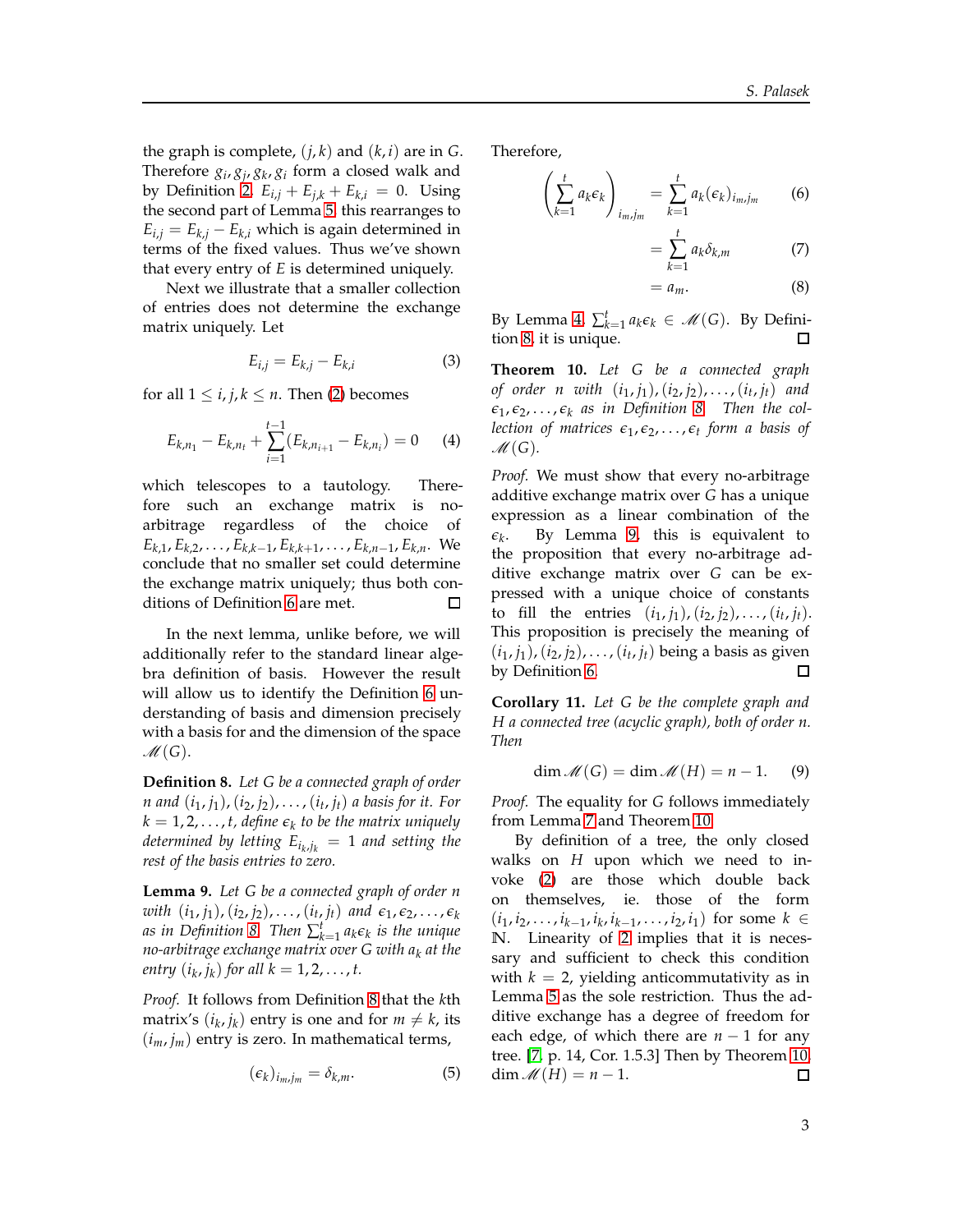the graph is complete, $(j,k)$ and $(k,i)$ are in $G$. Therefore $g_i, g_j, g_k, g_i$ form a closed walk and by Definition 2, $E_{i,j} + E_{j,k} + E_{k,i} = 0$. Using the second part of Lemma 5, this rearranges to $E_{i,j} = E_{k,j} - E_{k,i}$ which is again determined in terms of the fixed values. Thus we've shown that every entry of $E$ is determined uniquely.

Next we illustrate that a smaller collection of entries does not determine the exchange matrix uniquely. Let

$$E_{i,j} = E_{k,j} - E_{k,i} \tag{3}$$

for all $1 \leq i, j, k \leq n$. Then (2) becomes

$$E_{k,n_1} - E_{k,n_t} + \sum_{i=1}^{t-1} (E_{k,n_{i+1}} - E_{k,n_i}) = 0 \tag{4}$$

which telescopes to a tautology. Therefore such an exchange matrix is no-arbitrage regardless of the choice of $E_{k,1}, E_{k,2}, \ldots, E_{k,k-1}, E_{k,k+1}, \ldots, E_{k,n-1}, E_{k,n}$. We conclude that no smaller set could determine the exchange matrix uniquely; thus both conditions of Definition 6 are met. □

In the next lemma, unlike before, we will additionally refer to the standard linear algebra definition of basis. However the result will allow us to identify the Definition 6 understanding of basis and dimension precisely with a basis for and the dimension of the space $\mathscr{M}(G)$.

**Definition 8.** *Let $G$ be a connected graph of order $n$ and $(i_1, j_1), (i_2, j_2), \ldots, (i_t, j_t)$ a basis for it. For $k = 1, 2, \ldots, t$, define $\epsilon_k$ to be the matrix uniquely determined by letting $E_{i_k, j_k} = 1$ and setting the rest of the basis entries to zero.*

**Lemma 9.** *Let $G$ be a connected graph of order $n$ with $(i_1, j_1), (i_2, j_2), \ldots, (i_t, j_t)$ and $\epsilon_1, \epsilon_2, \ldots, \epsilon_k$ as in Definition 8. Then $\sum_{k=1}^{t} a_k \epsilon_k$ is the unique no-arbitrage exchange matrix over $G$ with $a_k$ at the entry $(i_k, j_k)$ for all $k = 1, 2, \ldots, t$.*

*Proof.* It follows from Definition 8 that the $k$th matrix's $(i_k, j_k)$ entry is one and for $m \neq k$, its $(i_m, j_m)$ entry is zero. In mathematical terms,

$$(\epsilon_k)_{i_m, j_m} = \delta_{k,m}. \tag{5}$$

Therefore,

$$\left( \sum_{k=1}^{t} a_k \epsilon_k \right)_{i_m, j_m} = \sum_{k=1}^{t} a_k (\epsilon_k)_{i_m, j_m} \tag{6}$$

$$= \sum_{k=1}^{t} a_k \delta_{k,m} \tag{7}$$

$$= a_m. \tag{8}$$

By Lemma 4, $\sum_{k=1}^{t} a_k \epsilon_k \in \mathscr{M}(G)$. By Definition 8, it is unique. □

**Theorem 10.** *Let $G$ be a connected graph of order $n$ with $(i_1, j_1), (i_2, j_2), \ldots, (i_t, j_t)$ and $\epsilon_1, \epsilon_2, \ldots, \epsilon_k$ as in Definition 8. Then the collection of matrices $\epsilon_1, \epsilon_2, \ldots, \epsilon_t$ form a basis of $\mathscr{M}(G)$.*

*Proof.* We must show that every no-arbitrage additive exchange matrix over $G$ has a unique expression as a linear combination of the $\epsilon_k$. By Lemma 9, this is equivalent to the proposition that every no-arbitrage additive exchange matrix over $G$ can be expressed with a unique choice of constants to fill the entries $(i_1, j_1), (i_2, j_2), \ldots, (i_t, j_t)$. This proposition is precisely the meaning of $(i_1, j_1), (i_2, j_2), \ldots, (i_t, j_t)$ being a basis as given by Definition 6. □

**Corollary 11.** *Let $G$ be the complete graph and $H$ a connected tree (acyclic graph), both of order $n$. Then*

$$\dim \mathscr{M}(G) = \dim \mathscr{M}(H) = n - 1. \tag{9}$$

*Proof.* The equality for $G$ follows immediately from Lemma 7 and Theorem 10.

By definition of a tree, the only closed walks on $H$ upon which we need to invoke (2) are those which double back on themselves, ie. those of the form $(i_1, i_2, \ldots, i_{k-1}, i_k, i_{k-1}, \ldots, i_2, i_1)$ for some $k \in \mathbb{N}$. Linearity of 2 implies that it is necessary and sufficient to check this condition with $k = 2$, yielding anticommutativity as in Lemma 5 as the sole restriction. Thus the additive exchange has a degree of freedom for each edge, of which there are $n - 1$ for any tree. [7, p. 14, Cor. 1.5.3] Then by Theorem 10, $\dim \mathscr{M}(H) = n - 1$. □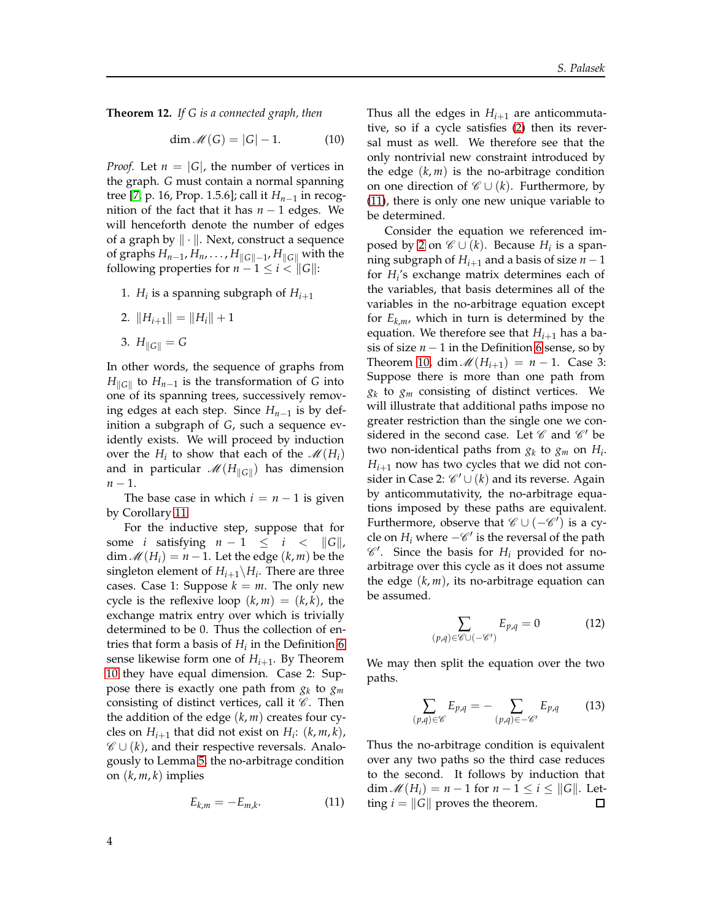**Theorem 12.** *If $G$ is a connected graph, then*

$$\dim \mathscr{M}(G) = |G| - 1. \tag{10}$$

*Proof.* Let $n = |G|$, the number of vertices in the graph. $G$ must contain a normal spanning tree [7, p. 16, Prop. 1.5.6]; call it $H_{n-1}$ in recognition of the fact that it has $n-1$ edges. We will henceforth denote the number of edges of a graph by $\|\cdot\|$. Next, construct a sequence of graphs $H_{n-1}, H_n, \ldots, H_{\|G\|-1}, H_{\|G\|}$ with the following properties for $n-1 \leq i < \|G\|$:

1. $H_i$ is a spanning subgraph of $H_{i+1}$
2. $\|H_{i+1}\| = \|H_i\| + 1$
3. $H_{\|G\|} = G$

In other words, the sequence of graphs from $H_{\|G\|}$ to $H_{n-1}$ is the transformation of $G$ into one of its spanning trees, successively removing edges at each step. Since $H_{n-1}$ is by definition a subgraph of $G$, such a sequence evidently exists. We will proceed by induction over the $H_i$ to show that each of the $\mathscr{M}(H_i)$ and in particular $\mathscr{M}(H_{\|G\|})$ has dimension $n-1$.

The base case in which $i = n-1$ is given by Corollary 11.

For the inductive step, suppose that for some $i$ satisfying $n-1 \leq i < \|G\|$, $\dim \mathscr{M}(H_i) = n-1$. Let the edge $(k,m)$ be the singleton element of $H_{i+1} \backslash H_i$. There are three cases. Case 1: Suppose $k = m$. The only new cycle is the reflexive loop $(k,m) = (k,k)$, the exchange matrix entry over which is trivially determined to be 0. Thus the collection of entries that form a basis of $H_i$ in the Definition 6 sense likewise form one of $H_{i+1}$. By Theorem 10 they have equal dimension. Case 2: Suppose there is exactly one path from $g_k$ to $g_m$ consisting of distinct vertices, call it $\mathscr{C}$. Then the addition of the edge $(k,m)$ creates four cycles on $H_{i+1}$ that did not exist on $H_i$: $(k,m,k)$, $\mathscr{C} \cup (k)$, and their respective reversals. Analogously to Lemma 5 the no-arbitrage condition on $(k,m,k)$ implies

$$E_{k,m} = -E_{m,k}. \tag{11}$$

Thus all the edges in $H_{i+1}$ are anticommutative, so if a cycle satisfies (2) then its reversal must as well. We therefore see that the only nontrivial new constraint introduced by the edge $(k,m)$ is the no-arbitrage condition on one direction of $\mathscr{C} \cup (k)$. Furthermore, by (11), there is only one new unique variable to be determined.

Consider the equation we referenced imposed by 2 on $\mathscr{C} \cup (k)$. Because $H_i$ is a spanning subgraph of $H_{i+1}$ and a basis of size $n-1$ for $H_i$'s exchange matrix determines each of the variables, that basis determines all of the variables in the no-arbitrage equation except for $E_{k,m}$, which in turn is determined by the equation. We therefore see that $H_{i+1}$ has a basis of size $n-1$ in the Definition 6 sense, so by Theorem 10, $\dim \mathscr{M}(H_{i+1}) = n-1$. Case 3: Suppose there is more than one path from $g_k$ to $g_m$ consisting of distinct vertices. We will illustrate that additional paths impose no greater restriction than the single one we considered in the second case. Let $\mathscr{C}$ and $\mathscr{C}'$ be two non-identical paths from $g_k$ to $g_m$ on $H_i$. $H_{i+1}$ now has two cycles that we did not consider in Case 2: $\mathscr{C}' \cup (k)$ and its reverse. Again by anticommutativity, the no-arbitrage equations imposed by these paths are equivalent. Furthermore, observe that $\mathscr{C} \cup (-\mathscr{C}')$ is a cycle on $H_i$ where $-\mathscr{C}'$ is the reversal of the path $\mathscr{C}'$. Since the basis for $H_i$ provided for no-arbitrage over this cycle as it does not assume the edge $(k,m)$, its no-arbitrage equation can be assumed.

$$\sum_{(p,q) \in \mathscr{C} \cup (-\mathscr{C}')} E_{p,q} = 0 \tag{12}$$

We may then split the equation over the two paths.

$$\sum_{(p,q) \in \mathscr{C}} E_{p,q} = - \sum_{(p,q) \in -\mathscr{C}'} E_{p,q} \tag{13}$$

Thus the no-arbitrage condition is equivalent over any two paths so the third case reduces to the second. It follows by induction that $\dim \mathscr{M}(H_i) = n-1$ for $n-1 \leq i \leq \|G\|$. Letting $i = \|G\|$ proves the theorem. $\square$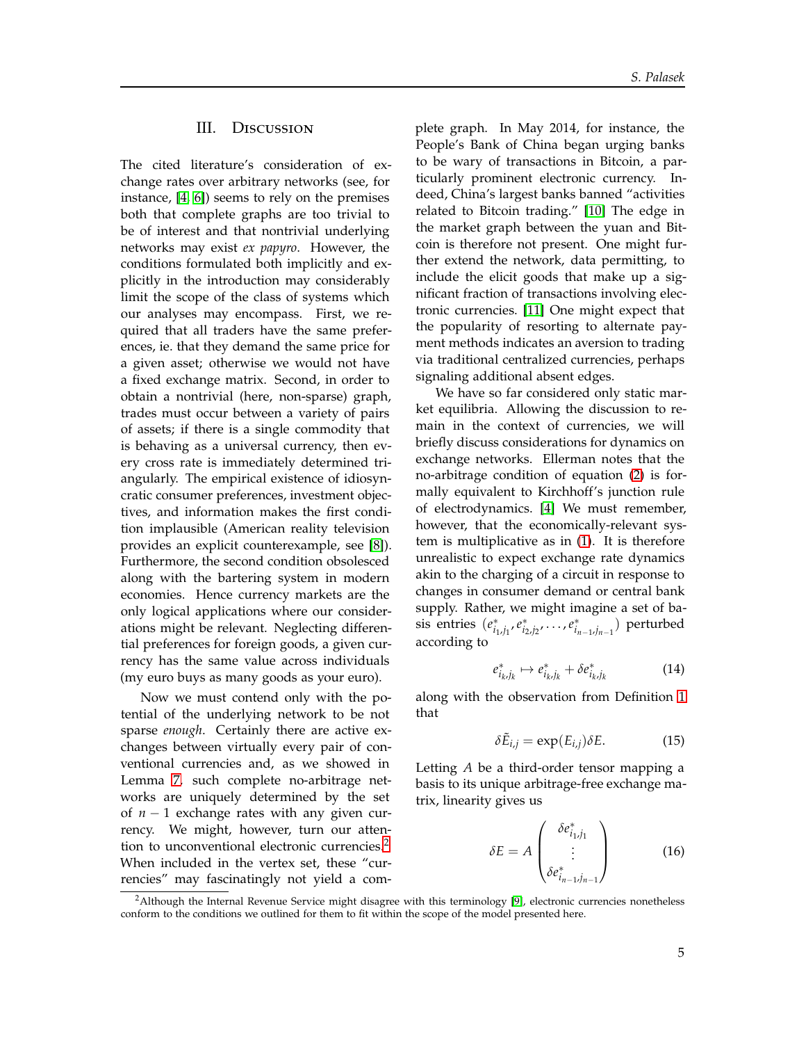## III. Discussion

The cited literature's consideration of exchange rates over arbitrary networks (see, for instance, [4, 6]) seems to rely on the premises both that complete graphs are too trivial to be of interest and that nontrivial underlying networks may exist *ex papyro*. However, the conditions formulated both implicitly and explicitly in the introduction may considerably limit the scope of the class of systems which our analyses may encompass. First, we required that all traders have the same preferences, ie. that they demand the same price for a given asset; otherwise we would not have a fixed exchange matrix. Second, in order to obtain a nontrivial (here, non-sparse) graph, trades must occur between a variety of pairs of assets; if there is a single commodity that is behaving as a universal currency, then every cross rate is immediately determined triangularly. The empirical existence of idiosyncratic consumer preferences, investment objectives, and information makes the first condition implausible (American reality television provides an explicit counterexample, see [8]). Furthermore, the second condition obsolesced along with the bartering system in modern economies. Hence currency markets are the only logical applications where our considerations might be relevant. Neglecting differential preferences for foreign goods, a given currency has the same value across individuals (my euro buys as many goods as your euro).

Now we must contend only with the potential of the underlying network to be not sparse *enough*. Certainly there are active exchanges between virtually every pair of conventional currencies and, as we showed in Lemma 7, such complete no-arbitrage networks are uniquely determined by the set of $n-1$ exchange rates with any given currency. We might, however, turn our attention to unconventional electronic currencies.[2] When included in the vertex set, these "currencies" may fascinatingly not yield a complete graph. In May 2014, for instance, the People's Bank of China began urging banks to be wary of transactions in Bitcoin, a particularly prominent electronic currency. Indeed, China's largest banks banned "activities related to Bitcoin trading." [10] The edge in the market graph between the yuan and Bitcoin is therefore not present. One might further extend the network, data permitting, to include the elicit goods that make up a significant fraction of transactions involving electronic currencies. [11] One might expect that the popularity of resorting to alternate payment methods indicates an aversion to trading via traditional centralized currencies, perhaps signaling additional absent edges.

We have so far considered only static market equilibria. Allowing the discussion to remain in the context of currencies, we will briefly discuss considerations for dynamics on exchange networks. Ellerman notes that the no-arbitrage condition of equation (2) is formally equivalent to Kirchhoff's junction rule of electrodynamics. [4] We must remember, however, that the economically-relevant system is multiplicative as in (1). It is therefore unrealistic to expect exchange rate dynamics akin to the charging of a circuit in response to changes in consumer demand or central bank supply. Rather, we might imagine a set of basis entries $(e^*_{i_1,j_1}, e^*_{i_2,j_2}, \ldots, e^*_{i_{n-1},j_{n-1}})$ perturbed according to

$$e^*_{i_k,j_k} \mapsto e^*_{i_k,j_k} + \delta e^*_{i_k,j_k} \tag{14}$$

along with the observation from Definition 1 that

$$\delta \tilde{E}_{i,j} = \exp(E_{i,j})\delta E. \tag{15}$$

Letting $A$ be a third-order tensor mapping a basis to its unique arbitrage-free exchange matrix, linearity gives us

$$\delta E = A \begin{pmatrix} \delta e^*_{i_1,j_1} \\ \vdots \\ \delta e^*_{i_{n-1},j_{n-1}} \end{pmatrix} \tag{16}$$

[2] Although the Internal Revenue Service might disagree with this terminology [9], electronic currencies nonetheless conform to the conditions we outlined for them to fit within the scope of the model presented here.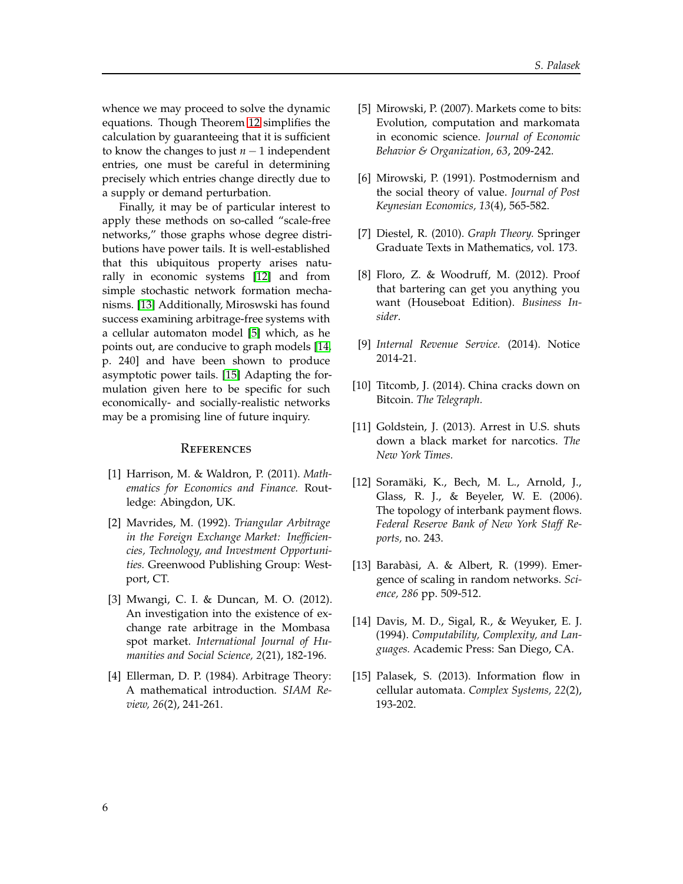whence we may proceed to solve the dynamic equations. Though Theorem 12 simplifies the calculation by guaranteeing that it is sufficient to know the changes to just $n-1$ independent entries, one must be careful in determining precisely which entries change directly due to a supply or demand perturbation.

Finally, it may be of particular interest to apply these methods on so-called "scale-free networks," those graphs whose degree distributions have power tails. It is well-established that this ubiquitous property arises naturally in economic systems [12] and from simple stochastic network formation mechanisms. [13] Additionally, Miroswski has found success examining arbitrage-free systems with a cellular automaton model [5] which, as he points out, are conducive to graph models [14, p. 240] and have been shown to produce asymptotic power tails. [15] Adapting the formulation given here to be specific for such economically- and socially-realistic networks may be a promising line of future inquiry.

## References

[1] Harrison, M. & Waldron, P. (2011). *Mathematics for Economics and Finance.* Routledge: Abingdon, UK.

[2] Mavrides, M. (1992). *Triangular Arbitrage in the Foreign Exchange Market: Inefficiencies, Technology, and Investment Opportunities.* Greenwood Publishing Group: Westport, CT.

[3] Mwangi, C. I. & Duncan, M. O. (2012). An investigation into the existence of exchange rate arbitrage in the Mombasa spot market. *International Journal of Humanities and Social Science, 2*(21), 182-196.

[4] Ellerman, D. P. (1984). Arbitrage Theory: A mathematical introduction. *SIAM Review, 26*(2), 241-261.

[5] Mirowski, P. (2007). Markets come to bits: Evolution, computation and markomata in economic science. *Journal of Economic Behavior & Organization, 63*, 209-242.

[6] Mirowski, P. (1991). Postmodernism and the social theory of value. *Journal of Post Keynesian Economics, 13*(4), 565-582.

[7] Diestel, R. (2010). *Graph Theory.* Springer Graduate Texts in Mathematics, vol. 173.

[8] Floro, Z. & Woodruff, M. (2012). Proof that bartering can get you anything you want (Houseboat Edition). *Business Insider.*

[9] *Internal Revenue Service.* (2014). Notice 2014-21.

[10] Titcomb, J. (2014). China cracks down on Bitcoin. *The Telegraph.*

[11] Goldstein, J. (2013). Arrest in U.S. shuts down a black market for narcotics. *The New York Times.*

[12] Soramäki, K., Bech, M. L., Arnold, J., Glass, R. J., & Beyeler, W. E. (2006). The topology of interbank payment flows. *Federal Reserve Bank of New York Staff Reports,* no. 243.

[13] Barabàsi, A. & Albert, R. (1999). Emergence of scaling in random networks. *Science, 286* pp. 509-512.

[14] Davis, M. D., Sigal, R., & Weyuker, E. J. (1994). *Computability, Complexity, and Languages.* Academic Press: San Diego, CA.

[15] Palasek, S. (2013). Information flow in cellular automata. *Complex Systems, 22*(2), 193-202.